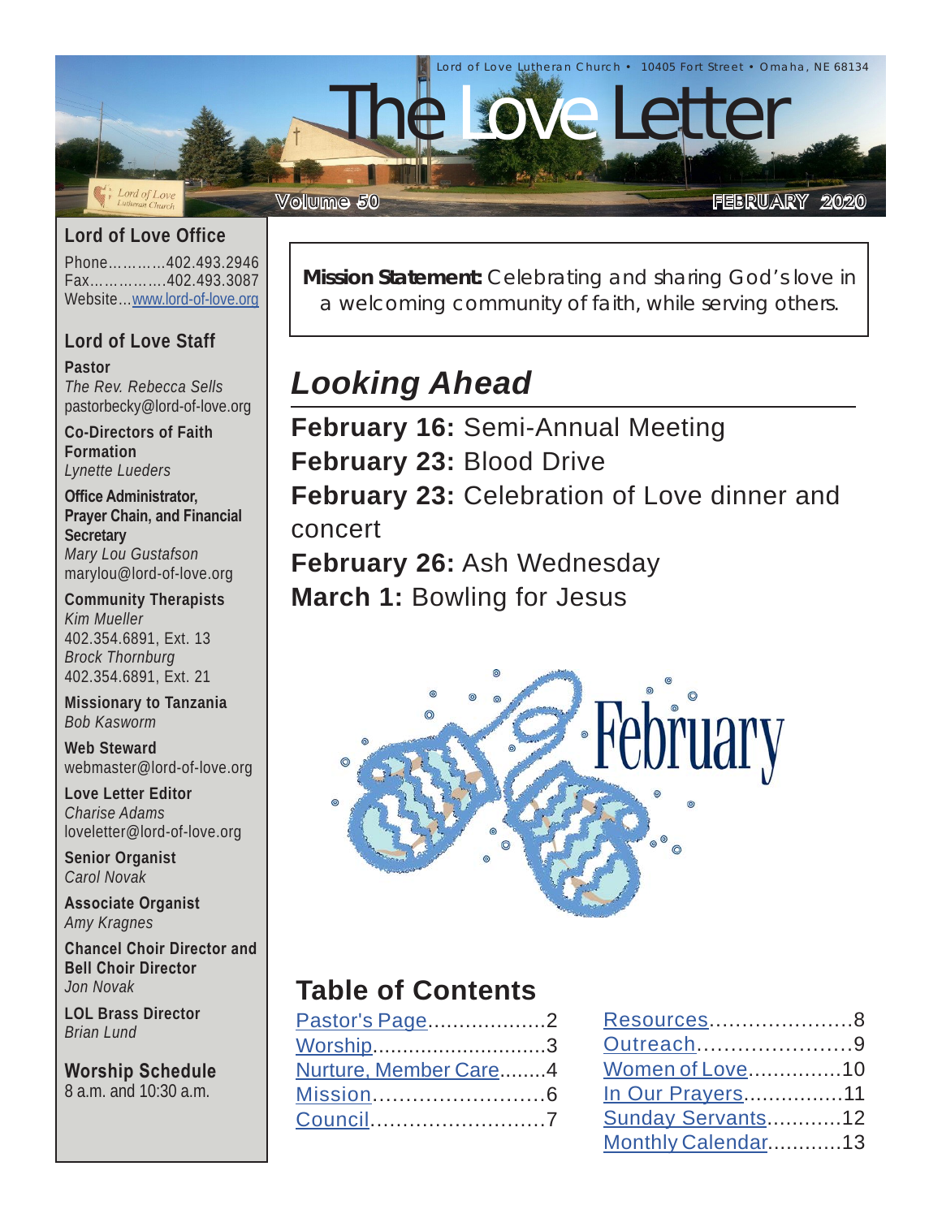Lord of Love Lutheran Church • 10405 Fort Street • Omaha, NE 68134

# The Love Letter

Volume 50 FEBRUARY 2020

## Lord of Love Office

Phone…………402.493.2946
Fax…………….402.493.3087
Website…www.lord-of-love.org

## Lord of Love Staff

**Pastor**
*The Rev. Rebecca Sells*
pastorbecky@lord-of-love.org

**Co-Directors of Faith Formation**
*Lynette Lueders*

**Office Administrator, Prayer Chain, and Financial Secretary**
*Mary Lou Gustafson*
marylou@lord-of-love.org

**Community Therapists**
*Kim Mueller*
402.354.6891, Ext. 13
*Brock Thornburg*
402.354.6891, Ext. 21

**Missionary to Tanzania**
*Bob Kasworm*

**Web Steward**
webmaster@lord-of-love.org

**Love Letter Editor**
*Charise Adams*
loveletter@lord-of-love.org

**Senior Organist**
*Carol Novak*

**Associate Organist**
*Amy Kragnes*

**Chancel Choir Director and Bell Choir Director**
*Jon Novak*

**LOL Brass Director**
*Brian Lund*

**Worship Schedule**
8 a.m. and 10:30 a.m.

---

**Mission Statement:** Celebrating and sharing God's love in a welcoming community of faith, while serving others.

## *Looking Ahead*

**February 16:** Semi-Annual Meeting
**February 23:** Blood Drive
**February 23:** Celebration of Love dinner and concert
**February 26:** Ash Wednesday
**March 1:** Bowling for Jesus

February

## Table of Contents

- Pastor's Page...................2
- Worship............................3
- Nurture, Member Care........4
- Mission..........................6
- Council...........................7
- Resources.......................8
- Outreach........................9
- Women of Love...............10
- In Our Prayers................11
- Sunday Servants............12
- Monthly Calendar............13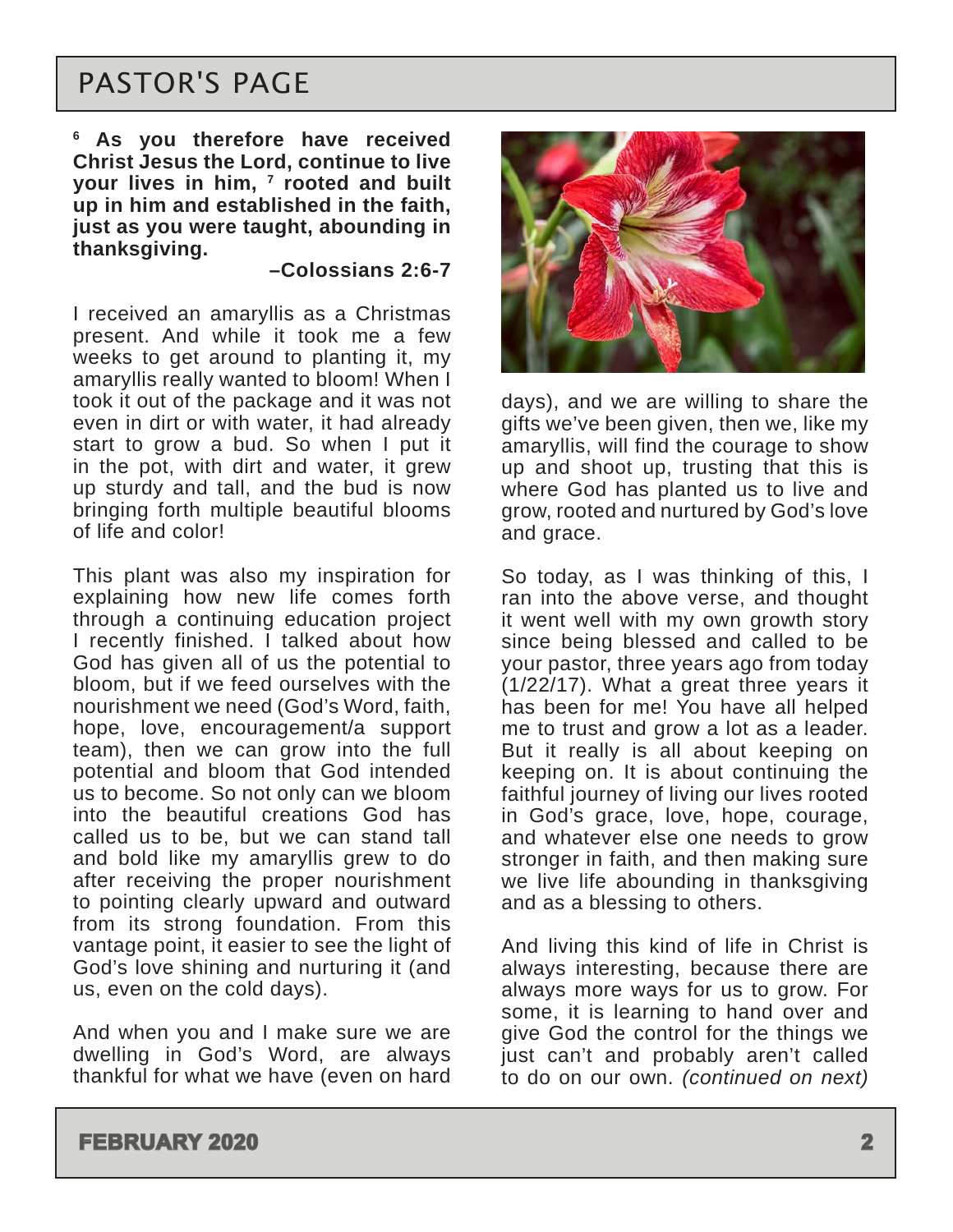# PASTOR'S PAGE

**[6] As you therefore have received Christ Jesus the Lord, continue to live your lives in him, [7] rooted and built up in him and established in the faith, just as you were taught, abounding in thanksgiving.**

**–Colossians 2:6-7**

I received an amaryllis as a Christmas present. And while it took me a few weeks to get around to planting it, my amaryllis really wanted to bloom! When I took it out of the package and it was not even in dirt or with water, it had already start to grow a bud. So when I put it in the pot, with dirt and water, it grew up sturdy and tall, and the bud is now bringing forth multiple beautiful blooms of life and color!

This plant was also my inspiration for explaining how new life comes forth through a continuing education project I recently finished. I talked about how God has given all of us the potential to bloom, but if we feed ourselves with the nourishment we need (God's Word, faith, hope, love, encouragement/a support team), then we can grow into the full potential and bloom that God intended us to become. So not only can we bloom into the beautiful creations God has called us to be, but we can stand tall and bold like my amaryllis grew to do after receiving the proper nourishment to pointing clearly upward and outward from its strong foundation. From this vantage point, it easier to see the light of God's love shining and nurturing it (and us, even on the cold days).

And when you and I make sure we are dwelling in God's Word, are always thankful for what we have (even on hard days), and we are willing to share the gifts we've been given, then we, like my amaryllis, will find the courage to show up and shoot up, trusting that this is where God has planted us to live and grow, rooted and nurtured by God's love and grace.

So today, as I was thinking of this, I ran into the above verse, and thought it went well with my own growth story since being blessed and called to be your pastor, three years ago from today (1/22/17). What a great three years it has been for me! You have all helped me to trust and grow a lot as a leader. But it really is all about keeping on keeping on. It is about continuing the faithful journey of living our lives rooted in God's grace, love, hope, courage, and whatever else one needs to grow stronger in faith, and then making sure we live life abounding in thanksgiving and as a blessing to others.

And living this kind of life in Christ is always interesting, because there are always more ways for us to grow. For some, it is learning to hand over and give God the control for the things we just can't and probably aren't called to do on our own. *(continued on next)*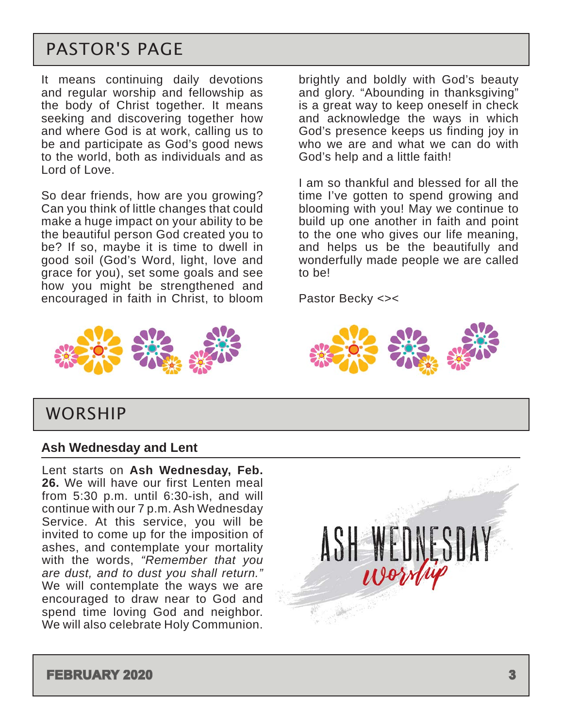# PASTOR'S PAGE

It means continuing daily devotions and regular worship and fellowship as the body of Christ together. It means seeking and discovering together how and where God is at work, calling us to be and participate as God's good news to the world, both as individuals and as Lord of Love.

So dear friends, how are you growing? Can you think of little changes that could make a huge impact on your ability to be the beautiful person God created you to be? If so, maybe it is time to dwell in good soil (God's Word, light, love and grace for you), set some goals and see how you might be strengthened and encouraged in faith in Christ, to bloom brightly and boldly with God's beauty and glory. "Abounding in thanksgiving" is a great way to keep oneself in check and acknowledge the ways in which God's presence keeps us finding joy in who we are and what we can do with God's help and a little faith!

I am so thankful and blessed for all the time I've gotten to spend growing and blooming with you! May we continue to build up one another in faith and point to the one who gives our life meaning, and helps us be the beautifully and wonderfully made people we are called to be!

Pastor Becky <><

# WORSHIP

## Ash Wednesday and Lent

Lent starts on **Ash Wednesday, Feb. 26.** We will have our first Lenten meal from 5:30 p.m. until 6:30-ish, and will continue with our 7 p.m. Ash Wednesday Service. At this service, you will be invited to come up for the imposition of ashes, and contemplate your mortality with the words, *"Remember that you are dust, and to dust you shall return."* We will contemplate the ways we are encouraged to draw near to God and spend time loving God and neighbor. We will also celebrate Holy Communion.

ASH WEDNESDAY worship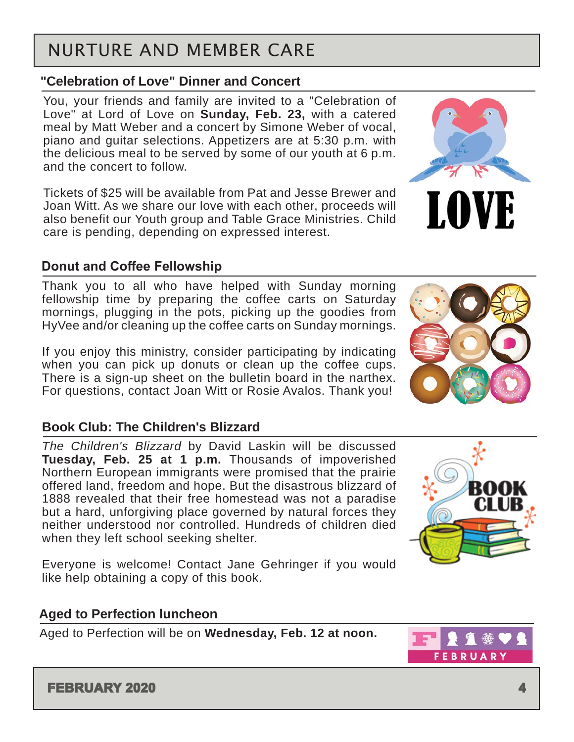# NURTURE AND MEMBER CARE

## "Celebration of Love" Dinner and Concert

You, your friends and family are invited to a "Celebration of Love" at Lord of Love on **Sunday, Feb. 23,** with a catered meal by Matt Weber and a concert by Simone Weber of vocal, piano and guitar selections. Appetizers are at 5:30 p.m. with the delicious meal to be served by some of our youth at 6 p.m. and the concert to follow.

Tickets of $25 will be available from Pat and Jesse Brewer and Joan Witt. As we share our love with each other, proceeds will also benefit our Youth group and Table Grace Ministries. Child care is pending, depending on expressed interest.

## Donut and Coffee Fellowship

Thank you to all who have helped with Sunday morning fellowship time by preparing the coffee carts on Saturday mornings, plugging in the pots, picking up the goodies from HyVee and/or cleaning up the coffee carts on Sunday mornings.

If you enjoy this ministry, consider participating by indicating when you can pick up donuts or clean up the coffee cups. There is a sign-up sheet on the bulletin board in the narthex. For questions, contact Joan Witt or Rosie Avalos. Thank you!

## Book Club: The Children's Blizzard

*The Children's Blizzard* by David Laskin will be discussed **Tuesday, Feb. 25 at 1 p.m.** Thousands of impoverished Northern European immigrants were promised that the prairie offered land, freedom and hope. But the disastrous blizzard of 1888 revealed that their free homestead was not a paradise but a hard, unforgiving place governed by natural forces they neither understood nor controlled. Hundreds of children died when they left school seeking shelter.

Everyone is welcome! Contact Jane Gehringer if you would like help obtaining a copy of this book.

## Aged to Perfection luncheon

Aged to Perfection will be on **Wednesday, Feb. 12 at noon.**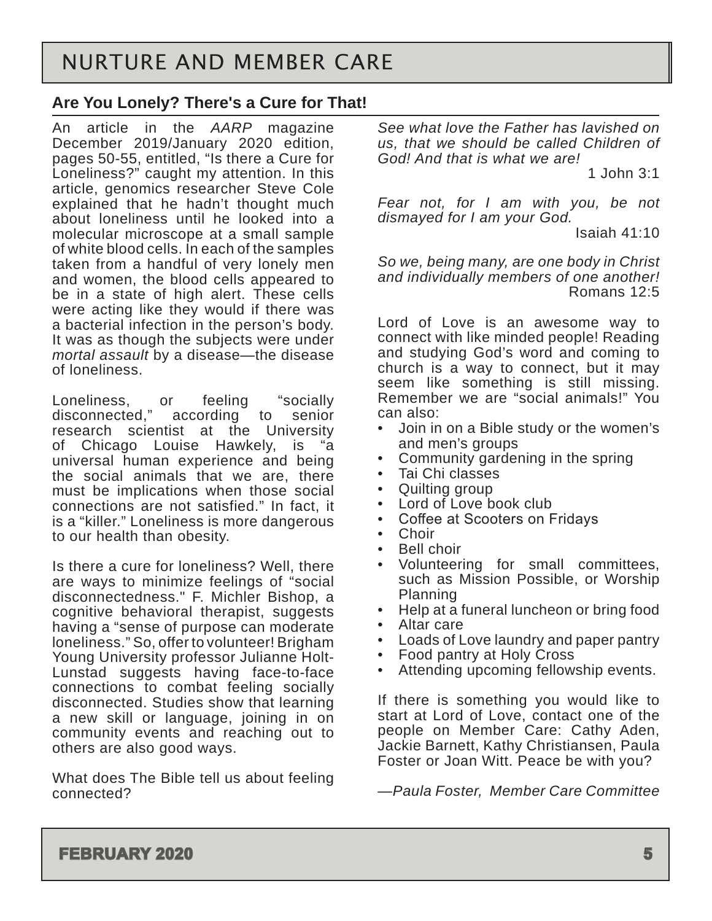# NURTURE AND MEMBER CARE

## Are You Lonely? There's a Cure for That!

An article in the *AARP* magazine December 2019/January 2020 edition, pages 50-55, entitled, "Is there a Cure for Loneliness?" caught my attention. In this article, genomics researcher Steve Cole explained that he hadn't thought much about loneliness until he looked into a molecular microscope at a small sample of white blood cells. In each of the samples taken from a handful of very lonely men and women, the blood cells appeared to be in a state of high alert. These cells were acting like they would if there was a bacterial infection in the person's body. It was as though the subjects were under *mortal assault* by a disease—the disease of loneliness.

Loneliness, or feeling "socially disconnected," according to senior research scientist at the University of Chicago Louise Hawkely, is "a universal human experience and being the social animals that we are, there must be implications when those social connections are not satisfied." In fact, it is a "killer." Loneliness is more dangerous to our health than obesity.

Is there a cure for loneliness? Well, there are ways to minimize feelings of "social disconnectedness." F. Michler Bishop, a cognitive behavioral therapist, suggests having a "sense of purpose can moderate loneliness." So, offer to volunteer! Brigham Young University professor Julianne Holt-Lunstad suggests having face-to-face connections to combat feeling socially disconnected. Studies show that learning a new skill or language, joining in on community events and reaching out to others are also good ways.

What does The Bible tell us about feeling connected?

*See what love the Father has lavished on us, that we should be called Children of God! And that is what we are!*
1 John 3:1

*Fear not, for I am with you, be not dismayed for I am your God.*
Isaiah 41:10

*So we, being many, are one body in Christ and individually members of one another!*
Romans 12:5

Lord of Love is an awesome way to connect with like minded people! Reading and studying God's word and coming to church is a way to connect, but it may seem like something is still missing. Remember we are "social animals!" You can also:

- Join in on a Bible study or the women's and men's groups
- Community gardening in the spring
- Tai Chi classes
- Quilting group
- Lord of Love book club
- Coffee at Scooters on Fridays
- Choir
- Bell choir
- Volunteering for small committees, such as Mission Possible, or Worship Planning
- Help at a funeral luncheon or bring food
- Altar care
- Loads of Love laundry and paper pantry
- Food pantry at Holy Cross
- Attending upcoming fellowship events.

If there is something you would like to start at Lord of Love, contact one of the people on Member Care: Cathy Aden, Jackie Barnett, Kathy Christiansen, Paula Foster or Joan Witt. Peace be with you?

*—Paula Foster, Member Care Committee*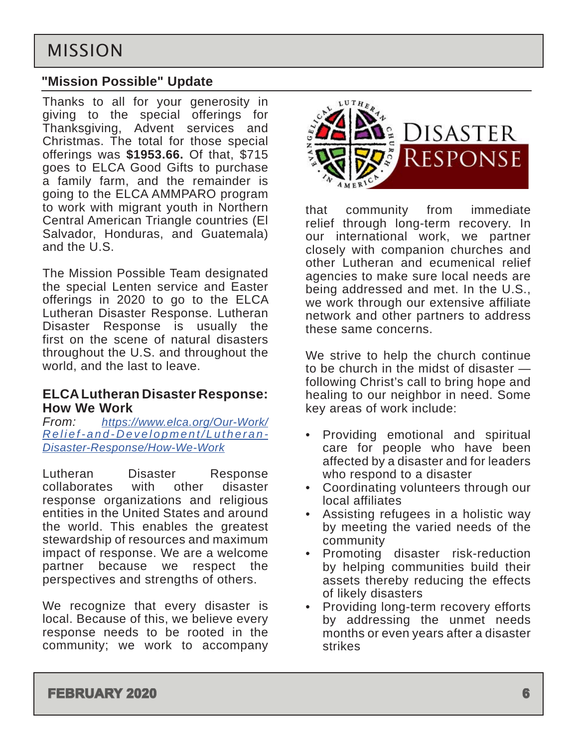# MISSION

## "Mission Possible" Update

Thanks to all for your generosity in giving to the special offerings for Thanksgiving, Advent services and Christmas. The total for those special offerings was **$1953.66.** Of that, $715 goes to ELCA Good Gifts to purchase a family farm, and the remainder is going to the ELCA AMMPARO program to work with migrant youth in Northern Central American Triangle countries (El Salvador, Honduras, and Guatemala) and the U.S.

The Mission Possible Team designated the special Lenten service and Easter offerings in 2020 to go to the ELCA Lutheran Disaster Response. Lutheran Disaster Response is usually the first on the scene of natural disasters throughout the U.S. and throughout the world, and the last to leave.

### ELCA Lutheran Disaster Response: How We Work

*From:* [https://www.elca.org/Our-Work/Relief-and-Development/Lutheran-Disaster-Response/How-We-Work](https://www.elca.org/Our-Work/Relief-and-Development/Lutheran-Disaster-Response/How-We-Work)

Lutheran Disaster Response collaborates with other disaster response organizations and religious entities in the United States and around the world. This enables the greatest stewardship of resources and maximum impact of response. We are a welcome partner because we respect the perspectives and strengths of others.

We recognize that every disaster is local. Because of this, we believe every response needs to be rooted in the community; we work to accompany that community from immediate relief through long-term recovery. In our international work, we partner closely with companion churches and other Lutheran and ecumenical relief agencies to make sure local needs are being addressed and met. In the U.S., we work through our extensive affiliate network and other partners to address these same concerns.

We strive to help the church continue to be church in the midst of disaster — following Christ's call to bring hope and healing to our neighbor in need. Some key areas of work include:

- Providing emotional and spiritual care for people who have been affected by a disaster and for leaders who respond to a disaster
- Coordinating volunteers through our local affiliates
- Assisting refugees in a holistic way by meeting the varied needs of the community
- Promoting disaster risk-reduction by helping communities build their assets thereby reducing the effects of likely disasters
- Providing long-term recovery efforts by addressing the unmet needs months or even years after a disaster strikes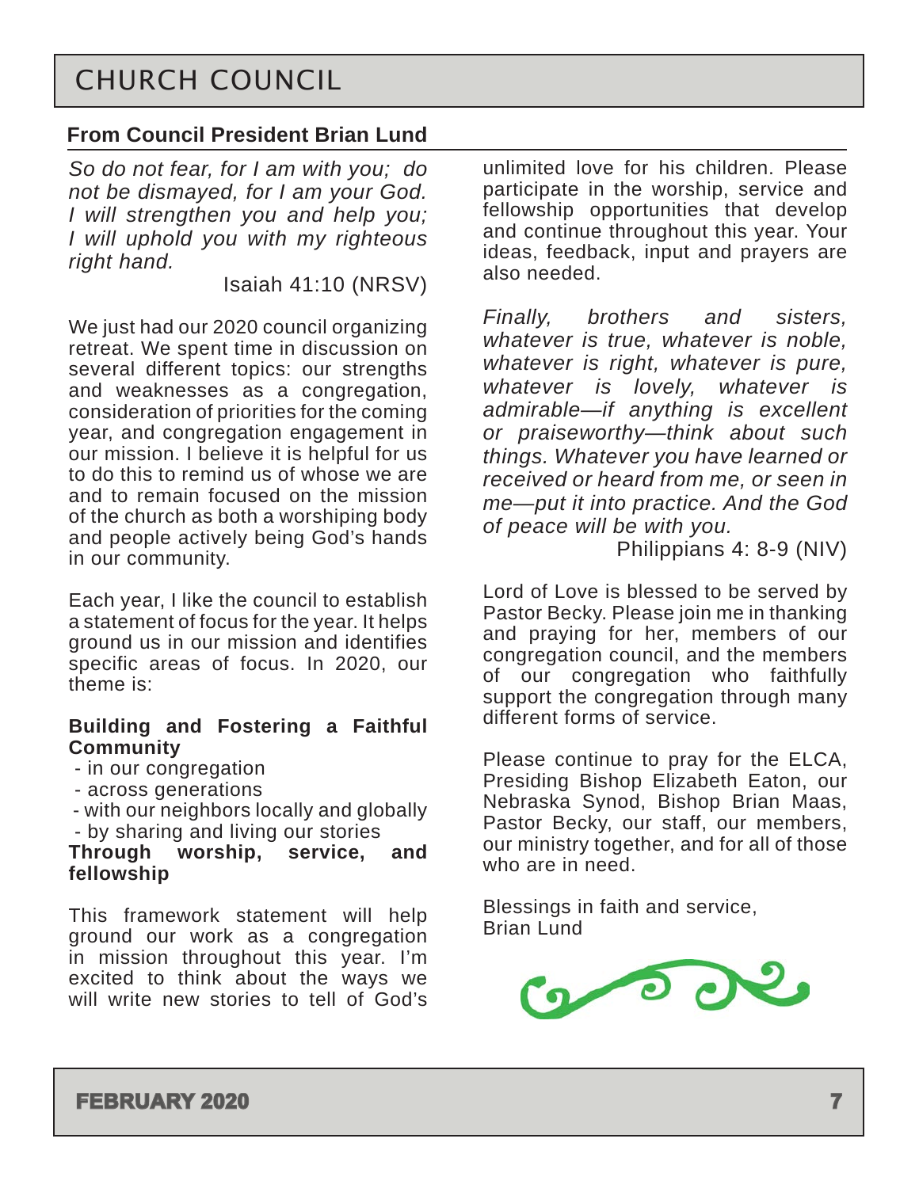# CHURCH COUNCIL

## From Council President Brian Lund

*So do not fear, for I am with you; do not be dismayed, for I am your God. I will strengthen you and help you; I will uphold you with my righteous right hand.*

Isaiah 41:10 (NRSV)

We just had our 2020 council organizing retreat. We spent time in discussion on several different topics: our strengths and weaknesses as a congregation, consideration of priorities for the coming year, and congregation engagement in our mission. I believe it is helpful for us to do this to remind us of whose we are and to remain focused on the mission of the church as both a worshiping body and people actively being God's hands in our community.

Each year, I like the council to establish a statement of focus for the year. It helps ground us in our mission and identifies specific areas of focus. In 2020, our theme is:

**Building and Fostering a Faithful Community**
- in our congregation
- across generations
- with our neighbors locally and globally
- by sharing and living our stories

**Through worship, service, and fellowship**

This framework statement will help ground our work as a congregation in mission throughout this year. I'm excited to think about the ways we will write new stories to tell of God's unlimited love for his children. Please participate in the worship, service and fellowship opportunities that develop and continue throughout this year. Your ideas, feedback, input and prayers are also needed.

*Finally, brothers and sisters, whatever is true, whatever is noble, whatever is right, whatever is pure, whatever is lovely, whatever is admirable—if anything is excellent or praiseworthy—think about such things. Whatever you have learned or received or heard from me, or seen in me—put it into practice. And the God of peace will be with you.*

Philippians 4: 8-9 (NIV)

Lord of Love is blessed to be served by Pastor Becky. Please join me in thanking and praying for her, members of our congregation council, and the members of our congregation who faithfully support the congregation through many different forms of service.

Please continue to pray for the ELCA, Presiding Bishop Elizabeth Eaton, our Nebraska Synod, Bishop Brian Maas, Pastor Becky, our staff, our members, our ministry together, and for all of those who are in need.

Blessings in faith and service,
Brian Lund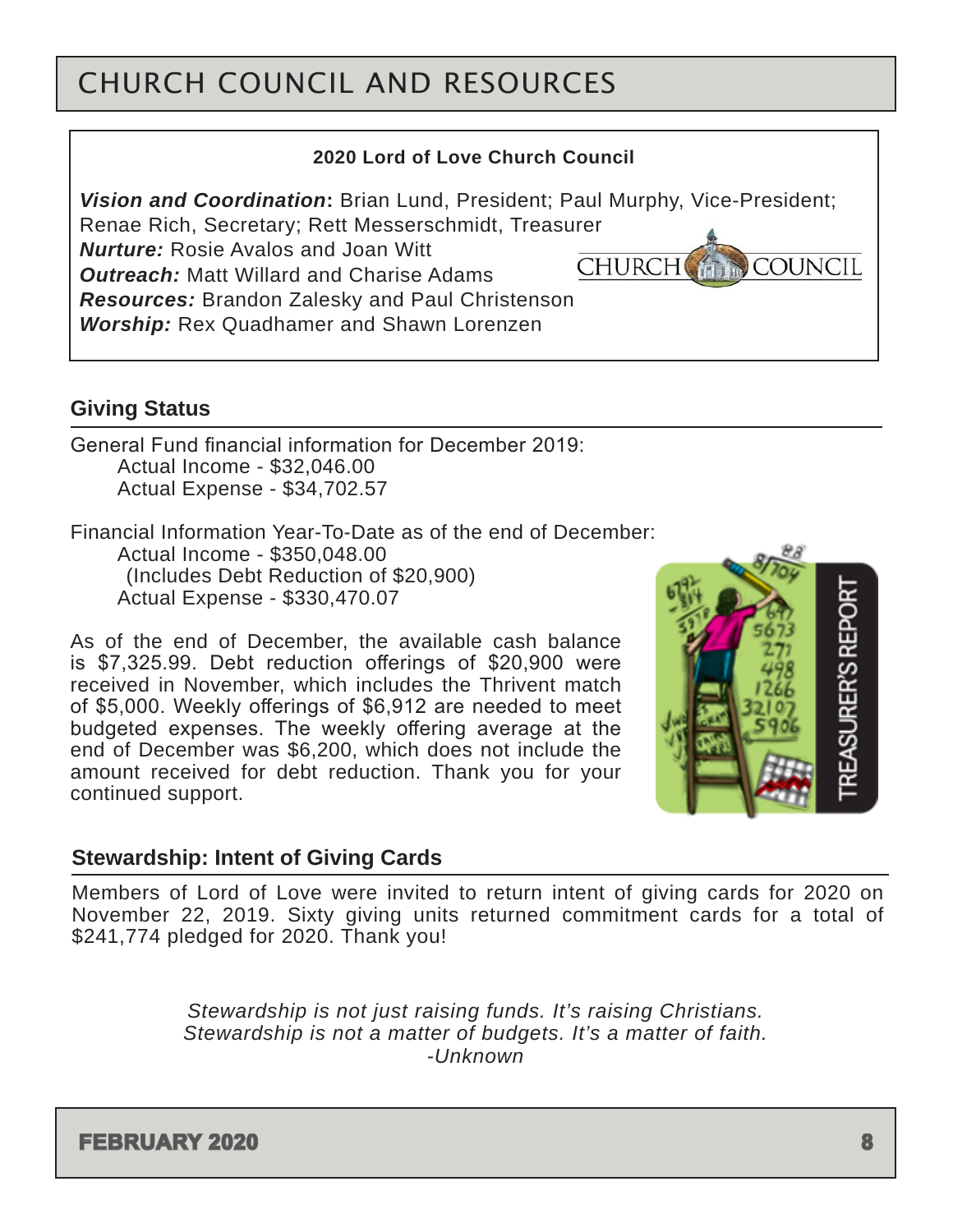# CHURCH COUNCIL AND RESOURCES

**2020 Lord of Love Church Council**

***Vision and Coordination*:** Brian Lund, President; Paul Murphy, Vice-President; Renae Rich, Secretary; Rett Messerschmidt, Treasurer
***Nurture:*** Rosie Avalos and Joan Witt
***Outreach:*** Matt Willard and Charise Adams
***Resources:*** Brandon Zalesky and Paul Christenson
***Worship:*** Rex Quadhamer and Shawn Lorenzen

## Giving Status

General Fund financial information for December 2019:

Actual Income - $32,046.00
Actual Expense - $34,702.57

Financial Information Year-To-Date as of the end of December:

Actual Income - $350,048.00
(Includes Debt Reduction of $20,900)
Actual Expense - $330,470.07

As of the end of December, the available cash balance is $7,325.99. Debt reduction offerings of $20,900 were received in November, which includes the Thrivent match of $5,000. Weekly offerings of $6,912 are needed to meet budgeted expenses. The weekly offering average at the end of December was $6,200, which does not include the amount received for debt reduction. Thank you for your continued support.

## Stewardship: Intent of Giving Cards

Members of Lord of Love were invited to return intent of giving cards for 2020 on November 22, 2019. Sixty giving units returned commitment cards for a total of $241,774 pledged for 2020. Thank you!

*Stewardship is not just raising funds. It's raising Christians.*
*Stewardship is not a matter of budgets. It's a matter of faith.*
*-Unknown*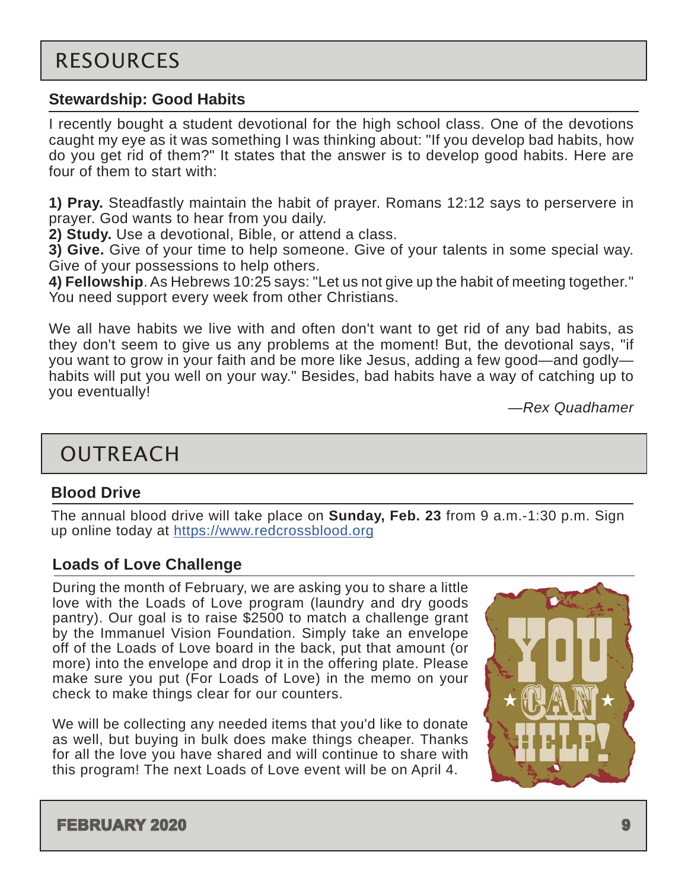# RESOURCES

### Stewardship: Good Habits

I recently bought a student devotional for the high school class. One of the devotions caught my eye as it was something I was thinking about: "If you develop bad habits, how do you get rid of them?" It states that the answer is to develop good habits. Here are four of them to start with:

**1) Pray.** Steadfastly maintain the habit of prayer. Romans 12:12 says to perservere in prayer. God wants to hear from you daily.
**2) Study.** Use a devotional, Bible, or attend a class.
**3) Give.** Give of your time to help someone. Give of your talents in some special way. Give of your possessions to help others.
**4) Fellowship**. As Hebrews 10:25 says: "Let us not give up the habit of meeting together." You need support every week from other Christians.

We all have habits we live with and often don't want to get rid of any bad habits, as they don't seem to give us any problems at the moment! But, the devotional says, "if you want to grow in your faith and be more like Jesus, adding a few good—and godly—habits will put you well on your way." Besides, bad habits have a way of catching up to you eventually!

*—Rex Quadhamer*

# OUTREACH

### Blood Drive

The annual blood drive will take place on **Sunday, Feb. 23** from 9 a.m.-1:30 p.m. Sign up online today at https://www.redcrossblood.org

### Loads of Love Challenge

During the month of February, we are asking you to share a little love with the Loads of Love program (laundry and dry goods pantry). Our goal is to raise $2500 to match a challenge grant by the Immanuel Vision Foundation. Simply take an envelope off of the Loads of Love board in the back, put that amount (or more) into the envelope and drop it in the offering plate. Please make sure you put (For Loads of Love) in the memo on your check to make things clear for our counters.

We will be collecting any needed items that you'd like to donate as well, but buying in bulk does make things cheaper. Thanks for all the love you have shared and will continue to share with this program! The next Loads of Love event will be on April 4.

YOU CAN HELP!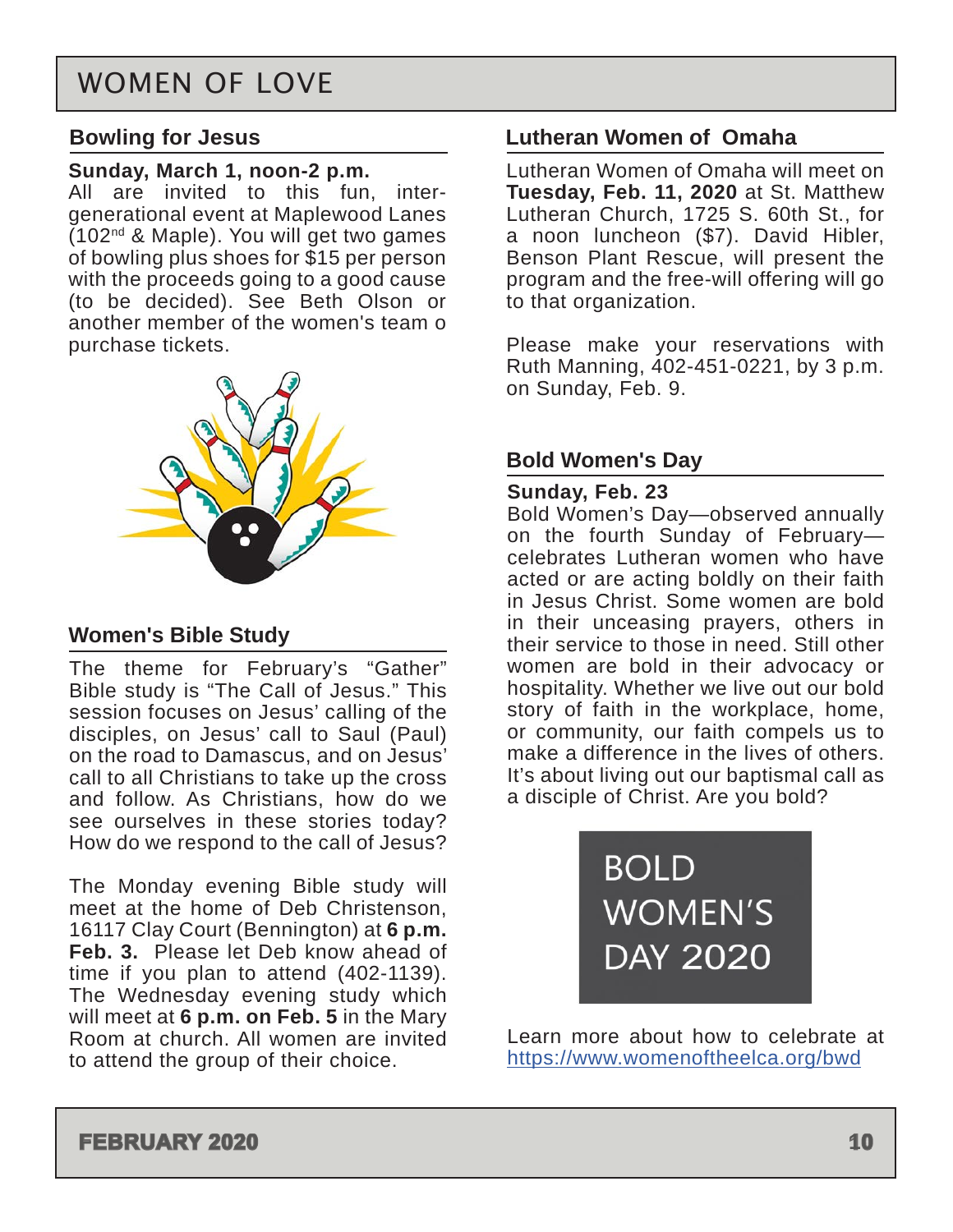# WOMEN OF LOVE

## Bowling for Jesus

**Sunday, March 1, noon-2 p.m.**
All are invited to this fun, inter-generational event at Maplewood Lanes (102nd & Maple). You will get two games of bowling plus shoes for $15 per person with the proceeds going to a good cause (to be decided). See Beth Olson or another member of the women's team o purchase tickets.

## Women's Bible Study

The theme for February's "Gather" Bible study is "The Call of Jesus." This session focuses on Jesus' calling of the disciples, on Jesus' call to Saul (Paul) on the road to Damascus, and on Jesus' call to all Christians to take up the cross and follow. As Christians, how do we see ourselves in these stories today? How do we respond to the call of Jesus?

The Monday evening Bible study will meet at the home of Deb Christenson, 16117 Clay Court (Bennington) at **6 p.m. Feb. 3.** Please let Deb know ahead of time if you plan to attend (402-1139). The Wednesday evening study which will meet at **6 p.m. on Feb. 5** in the Mary Room at church. All women are invited to attend the group of their choice.

## Lutheran Women of Omaha

Lutheran Women of Omaha will meet on **Tuesday, Feb. 11, 2020** at St. Matthew Lutheran Church, 1725 S. 60th St., for a noon luncheon ($7). David Hibler, Benson Plant Rescue, will present the program and the free-will offering will go to that organization.

Please make your reservations with Ruth Manning, 402-451-0221, by 3 p.m. on Sunday, Feb. 9.

## Bold Women's Day

**Sunday, Feb. 23**
Bold Women's Day—observed annually on the fourth Sunday of February—celebrates Lutheran women who have acted or are acting boldly on their faith in Jesus Christ. Some women are bold in their unceasing prayers, others in their service to those in need. Still other women are bold in their advocacy or hospitality. Whether we live out our bold story of faith in the workplace, home, or community, our faith compels us to make a difference in the lives of others. It's about living out our baptismal call as a disciple of Christ. Are you bold?

BOLD WOMEN'S DAY 2020

Learn more about how to celebrate at https://www.womenoftheelca.org/bwd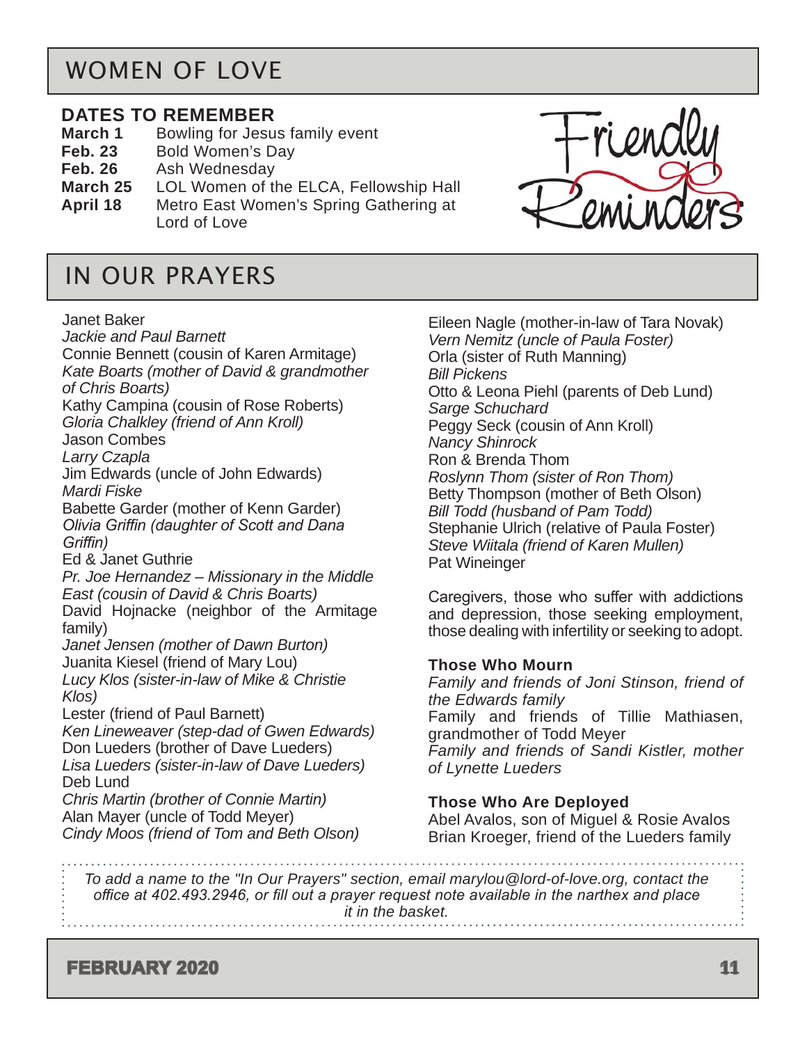# WOMEN OF LOVE

## DATES TO REMEMBER

**March 1** Bowling for Jesus family event
**Feb. 23** Bold Women's Day
**Feb. 26** Ash Wednesday
**March 25** LOL Women of the ELCA, Fellowship Hall
**April 18** Metro East Women's Spring Gathering at Lord of Love

Friendly Reminders

# IN OUR PRAYERS

Janet Baker
*Jackie and Paul Barnett*
Connie Bennett (cousin of Karen Armitage)
*Kate Boarts (mother of David & grandmother of Chris Boarts)*
Kathy Campina (cousin of Rose Roberts)
*Gloria Chalkley (friend of Ann Kroll)*
Jason Combes
*Larry Czapla*
Jim Edwards (uncle of John Edwards)
*Mardi Fiske*
Babette Garder (mother of Kenn Garder)
*Olivia Griffin (daughter of Scott and Dana Griffin)*
Ed & Janet Guthrie
*Pr. Joe Hernandez – Missionary in the Middle East (cousin of David & Chris Boarts)*
David Hojnacke (neighbor of the Armitage family)
*Janet Jensen (mother of Dawn Burton)*
Juanita Kiesel (friend of Mary Lou)
*Lucy Klos (sister-in-law of Mike & Christie Klos)*
Lester (friend of Paul Barnett)
*Ken Lineweaver (step-dad of Gwen Edwards)*
Don Lueders (brother of Dave Lueders)
*Lisa Lueders (sister-in-law of Dave Lueders)*
Deb Lund
*Chris Martin (brother of Connie Martin)*
Alan Mayer (uncle of Todd Meyer)
*Cindy Moos (friend of Tom and Beth Olson)*
Eileen Nagle (mother-in-law of Tara Novak)
*Vern Nemitz (uncle of Paula Foster)*
Orla (sister of Ruth Manning)
*Bill Pickens*
Otto & Leona Piehl (parents of Deb Lund)
*Sarge Schuchard*
Peggy Seck (cousin of Ann Kroll)
*Nancy Shinrock*
Ron & Brenda Thom
*Roslynn Thom (sister of Ron Thom)*
Betty Thompson (mother of Beth Olson)
*Bill Todd (husband of Pam Todd)*
Stephanie Ulrich (relative of Paula Foster)
*Steve Wiitala (friend of Karen Mullen)*
Pat Wineinger

Caregivers, those who suffer with addictions and depression, those seeking employment, those dealing with infertility or seeking to adopt.

### Those Who Mourn

*Family and friends of Joni Stinson, friend of the Edwards family*
Family and friends of Tillie Mathiasen, grandmother of Todd Meyer
*Family and friends of Sandi Kistler, mother of Lynette Lueders*

### Those Who Are Deployed

Abel Avalos, son of Miguel & Rosie Avalos
Brian Kroeger, friend of the Lueders family

*To add a name to the "In Our Prayers" section, email marylou@lord-of-love.org, contact the office at 402.493.2946, or fill out a prayer request note available in the narthex and place it in the basket.*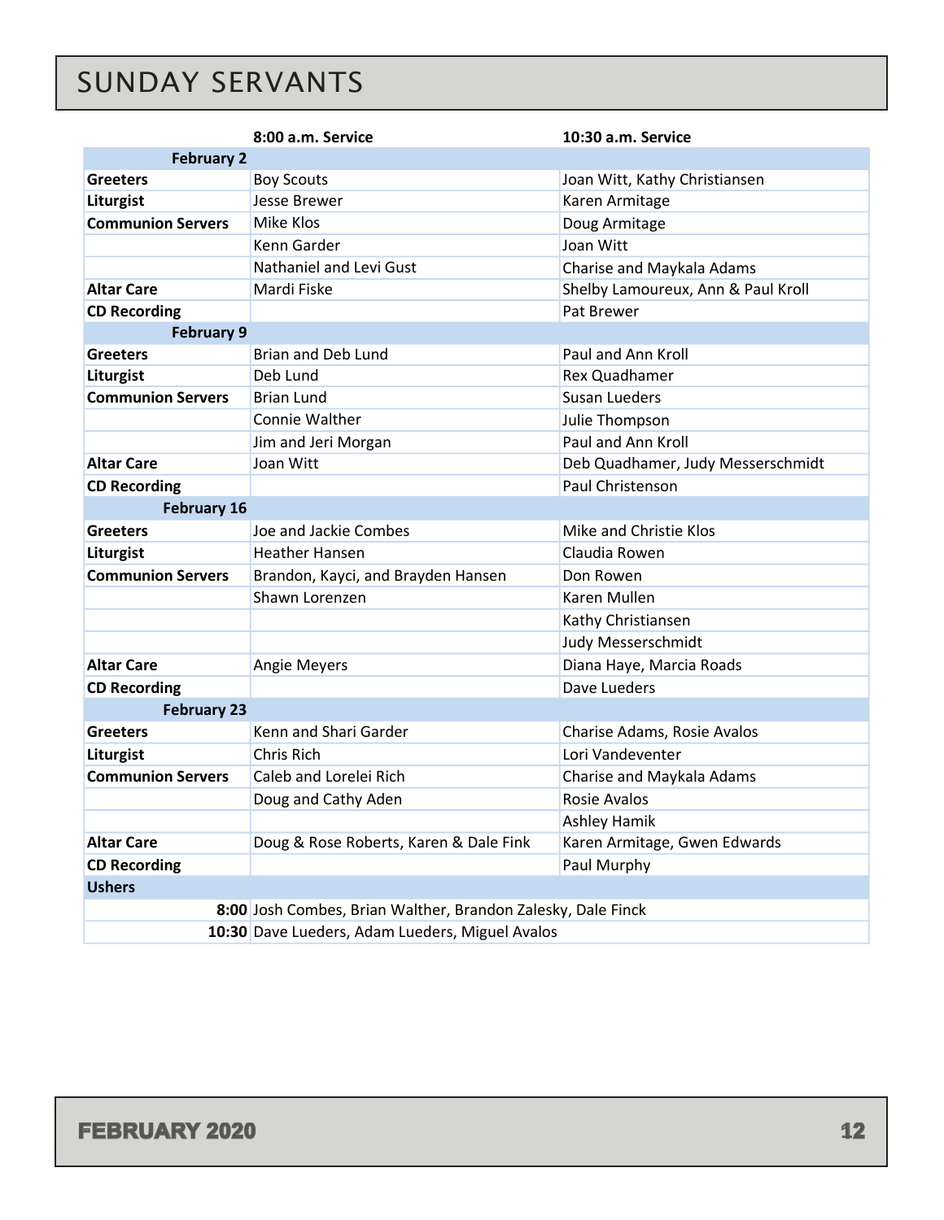# SUNDAY SERVANTS

| | 8:00 a.m. Service | 10:30 a.m. Service |
|---|---|---|
| **February 2** | | |
| **Greeters** | Boy Scouts | Joan Witt, Kathy Christiansen |
| **Liturgist** | Jesse Brewer | Karen Armitage |
| **Communion Servers** | Mike Klos | Doug Armitage |
| | Kenn Garder | Joan Witt |
| | Nathaniel and Levi Gust | Charise and Maykala Adams |
| **Altar Care** | Mardi Fiske | Shelby Lamoureux, Ann & Paul Kroll |
| **CD Recording** | | Pat Brewer |
| **February 9** | | |
| **Greeters** | Brian and Deb Lund | Paul and Ann Kroll |
| **Liturgist** | Deb Lund | Rex Quadhamer |
| **Communion Servers** | Brian Lund | Susan Lueders |
| | Connie Walther | Julie Thompson |
| | Jim and Jeri Morgan | Paul and Ann Kroll |
| **Altar Care** | Joan Witt | Deb Quadhamer, Judy Messerschmidt |
| **CD Recording** | | Paul Christenson |
| **February 16** | | |
| **Greeters** | Joe and Jackie Combes | Mike and Christie Klos |
| **Liturgist** | Heather Hansen | Claudia Rowen |
| **Communion Servers** | Brandon, Kayci, and Brayden Hansen | Don Rowen |
| | Shawn Lorenzen | Karen Mullen |
| | | Kathy Christiansen |
| | | Judy Messerschmidt |
| **Altar Care** | Angie Meyers | Diana Haye, Marcia Roads |
| **CD Recording** | | Dave Lueders |
| **February 23** | | |
| **Greeters** | Kenn and Shari Garder | Charise Adams, Rosie Avalos |
| **Liturgist** | Chris Rich | Lori Vandeventer |
| **Communion Servers** | Caleb and Lorelei Rich | Charise and Maykala Adams |
| | Doug and Cathy Aden | Rosie Avalos |
| | | Ashley Hamik |
| **Altar Care** | Doug & Rose Roberts, Karen & Dale Fink | Karen Armitage, Gwen Edwards |
| **CD Recording** | | Paul Murphy |
| **Ushers** | | |
| **8:00** | Josh Combes, Brian Walther, Brandon Zalesky, Dale Finck | |
| **10:30** | Dave Lueders, Adam Lueders, Miguel Avalos | |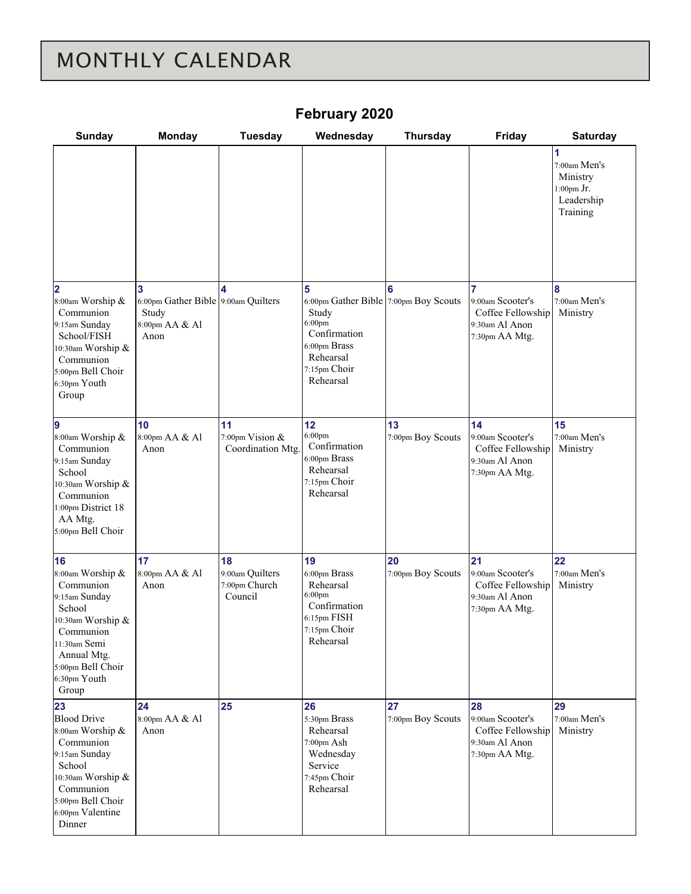# MONTHLY CALENDAR

## February 2020

| Sunday | Monday | Tuesday | Wednesday | Thursday | Friday | Saturday |
|---|---|---|---|---|---|---|
| | | | | | | **1**<br>7:00am Men's Ministry<br>1:00pm Jr. Leadership Training |
| **2**<br>8:00am Worship & Communion<br>9:15am Sunday School/FISH<br>10:30am Worship & Communion<br>5:00pm Bell Choir<br>6:30pm Youth Group | **3**<br>6:00pm Gather Bible Study<br>8:00pm AA & Al Anon | **4**<br>9:00am Quilters | **5**<br>6:00pm Gather Bible Study<br>6:00pm Confirmation<br>6:00pm Brass Rehearsal<br>7:15pm Choir Rehearsal | **6**<br>7:00pm Boy Scouts | **7**<br>9:00am Scooter's Coffee Fellowship<br>9:30am Al Anon<br>7:30pm AA Mtg. | **8**<br>7:00am Men's Ministry |
| **9**<br>8:00am Worship & Communion<br>9:15am Sunday School<br>10:30am Worship & Communion<br>1:00pm District 18 AA Mtg.<br>5:00pm Bell Choir | **10**<br>8:00pm AA & Al Anon | **11**<br>7:00pm Vision & Coordination Mtg. | **12**<br>6:00pm Confirmation<br>6:00pm Brass Rehearsal<br>7:15pm Choir Rehearsal | **13**<br>7:00pm Boy Scouts | **14**<br>9:00am Scooter's Coffee Fellowship<br>9:30am Al Anon<br>7:30pm AA Mtg. | **15**<br>7:00am Men's Ministry |
| **16**<br>8:00am Worship & Communion<br>9:15am Sunday School<br>10:30am Worship & Communion<br>11:30am Semi Annual Mtg.<br>5:00pm Bell Choir<br>6:30pm Youth Group | **17**<br>8:00pm AA & Al Anon | **18**<br>9:00am Quilters<br>7:00pm Church Council | **19**<br>6:00pm Brass Rehearsal<br>6:00pm Confirmation<br>6:15pm FISH<br>7:15pm Choir Rehearsal | **20**<br>7:00pm Boy Scouts | **21**<br>9:00am Scooter's Coffee Fellowship<br>9:30am Al Anon<br>7:30pm AA Mtg. | **22**<br>7:00am Men's Ministry |
| **23**<br>Blood Drive<br>8:00am Worship & Communion<br>9:15am Sunday School<br>10:30am Worship & Communion<br>5:00pm Bell Choir<br>6:00pm Valentine Dinner | **24**<br>8:00pm AA & Al Anon | **25** | **26**<br>5:30pm Brass Rehearsal<br>7:00pm Ash Wednesday Service<br>7:45pm Choir Rehearsal | **27**<br>7:00pm Boy Scouts | **28**<br>9:00am Scooter's Coffee Fellowship<br>9:30am Al Anon<br>7:30pm AA Mtg. | **29**<br>7:00am Men's Ministry |